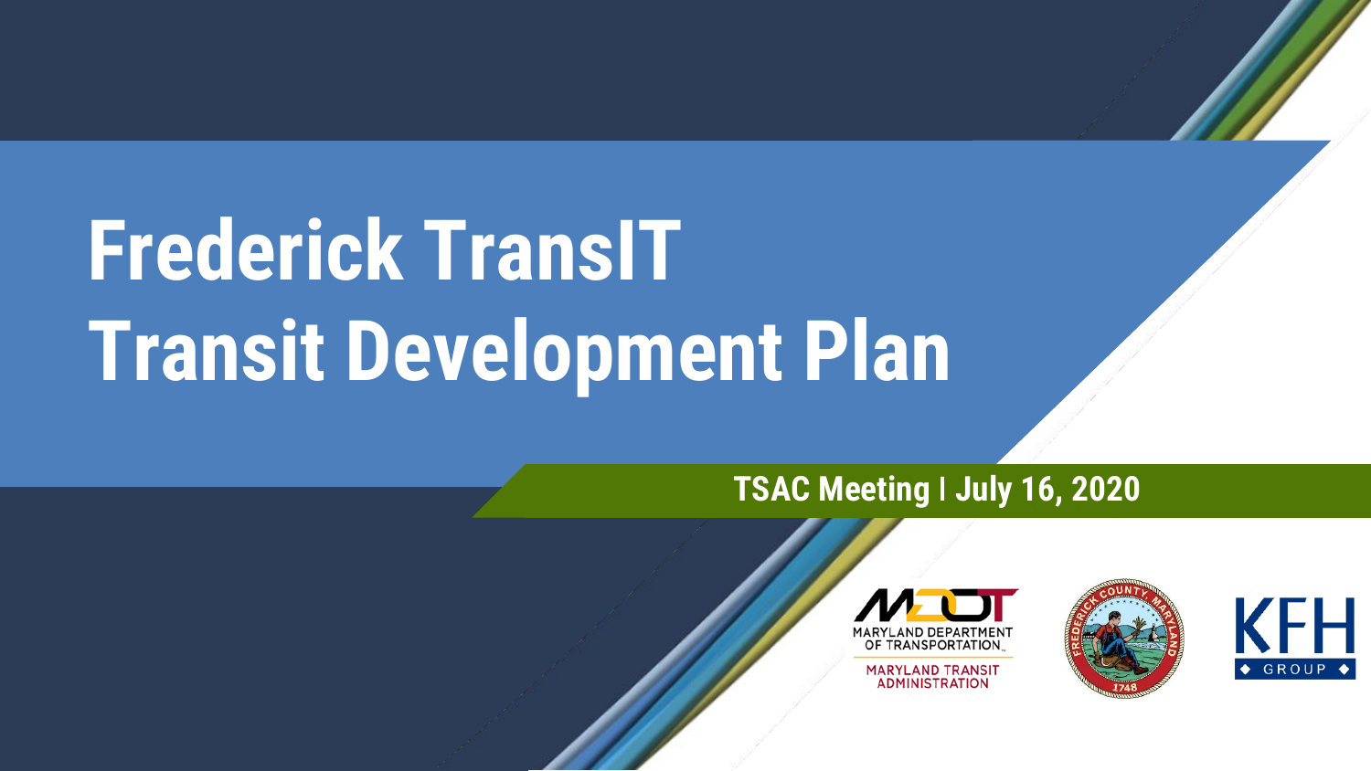# Frederick TransIT Transit Development Plan

**TSAC Meeting | July 16, 2020**

MDOT
MARYLAND DEPARTMENT OF TRANSPORTATION
MARYLAND TRANSIT ADMINISTRATION

FREDERICK COUNTY, MARYLAND 1748

KFH GROUP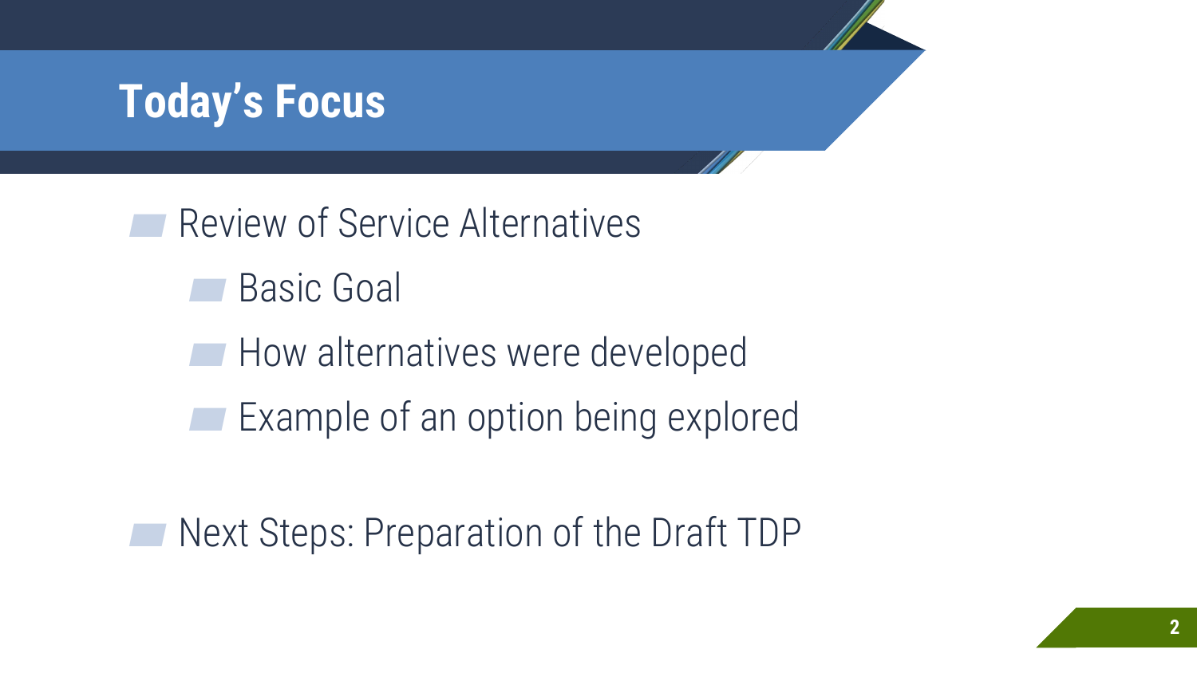# Today's Focus

- Review of Service Alternatives
  - Basic Goal
  - How alternatives were developed
  - Example of an option being explored
- Next Steps: Preparation of the Draft TDP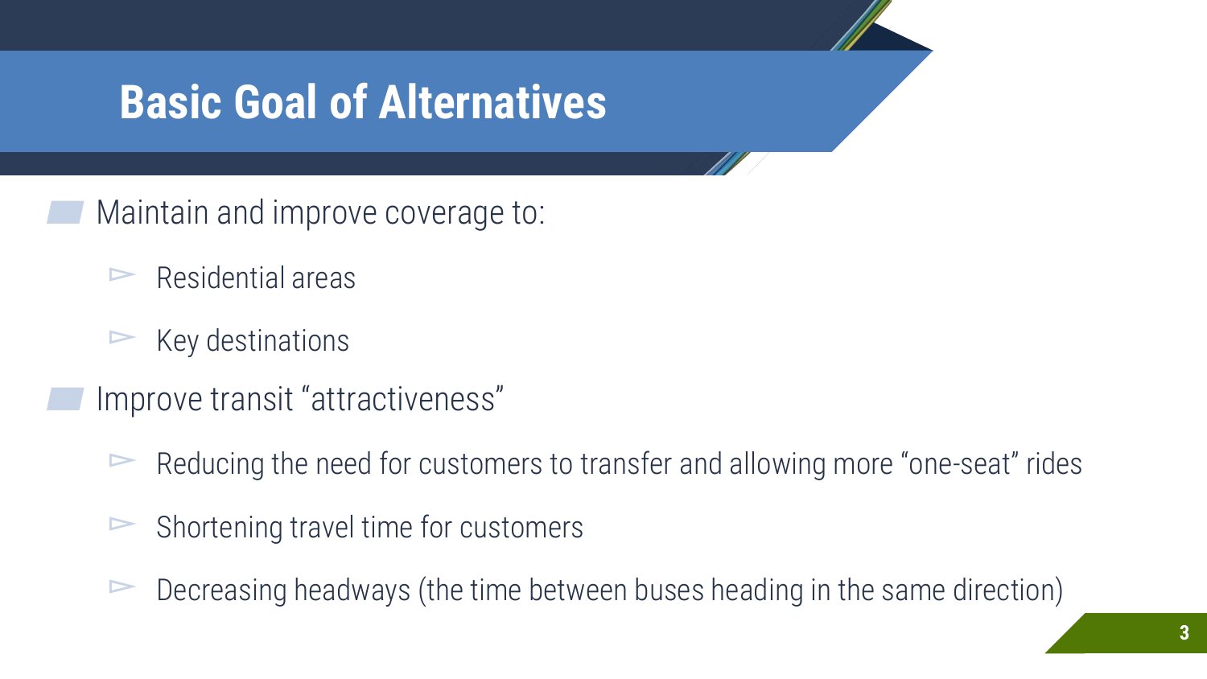# Basic Goal of Alternatives

- Maintain and improve coverage to:
  - Residential areas
  - Key destinations
- Improve transit “attractiveness”
  - Reducing the need for customers to transfer and allowing more “one-seat” rides
  - Shortening travel time for customers
  - Decreasing headways (the time between buses heading in the same direction)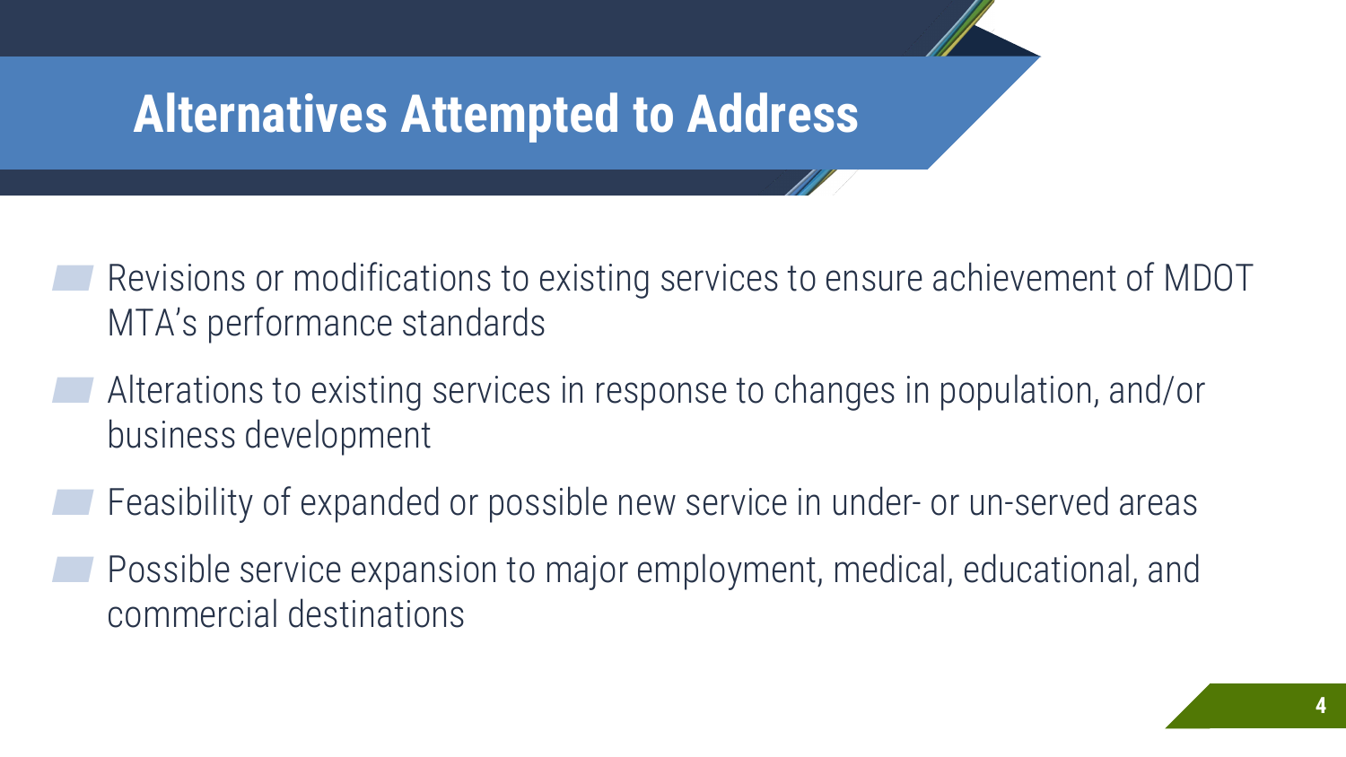# Alternatives Attempted to Address

- Revisions or modifications to existing services to ensure achievement of MDOT MTA's performance standards
- Alterations to existing services in response to changes in population, and/or business development
- Feasibility of expanded or possible new service in under- or un-served areas
- Possible service expansion to major employment, medical, educational, and commercial destinations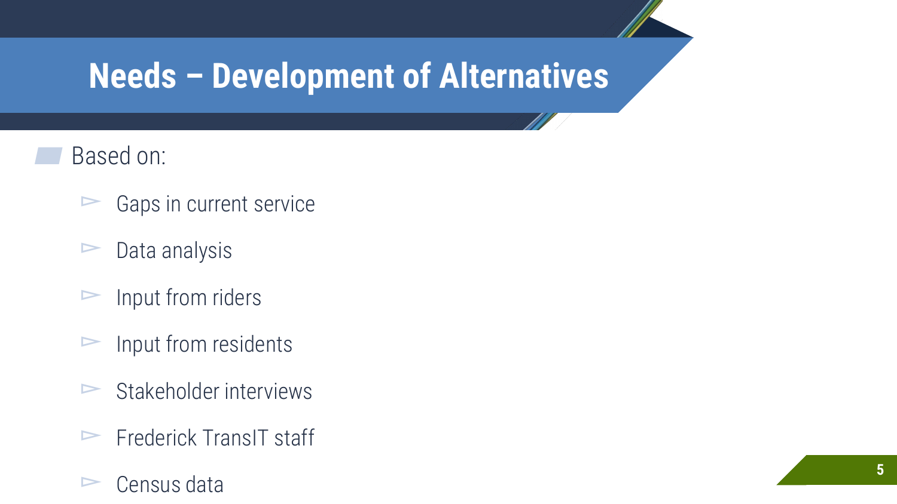# Needs – Development of Alternatives

- Based on:
  - Gaps in current service
  - Data analysis
  - Input from riders
  - Input from residents
  - Stakeholder interviews
  - Frederick TransIT staff
  - Census data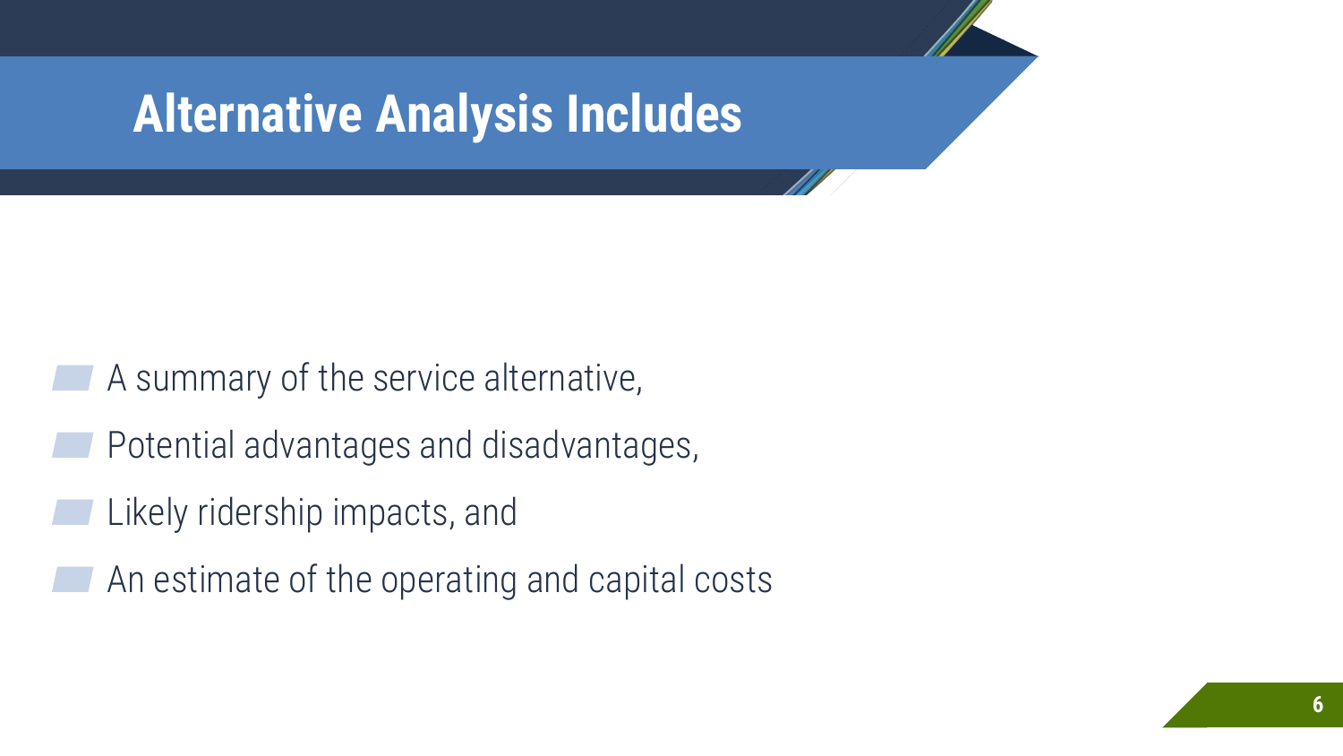# Alternative Analysis Includes

- A summary of the service alternative,
- Potential advantages and disadvantages,
- Likely ridership impacts, and
- An estimate of the operating and capital costs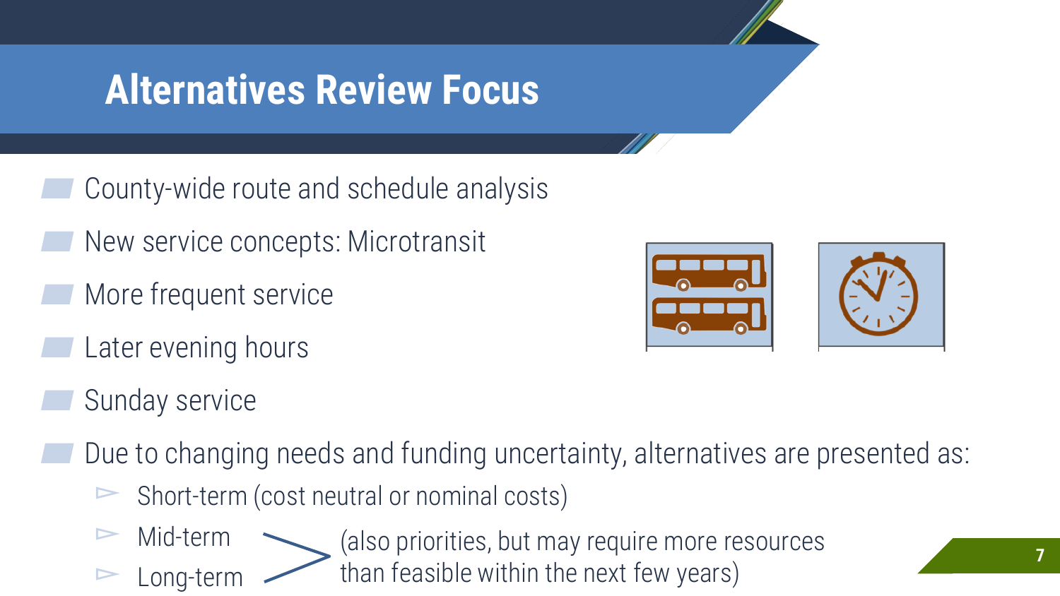# Alternatives Review Focus

- County-wide route and schedule analysis
- New service concepts: Microtransit
- More frequent service
- Later evening hours
- Sunday service
- Due to changing needs and funding uncertainty, alternatives are presented as:
  - Short-term (cost neutral or nominal costs)
  - Mid-term
  - Long-term

  (Mid-term and Long-term: also priorities, but may require more resources than feasible within the next few years)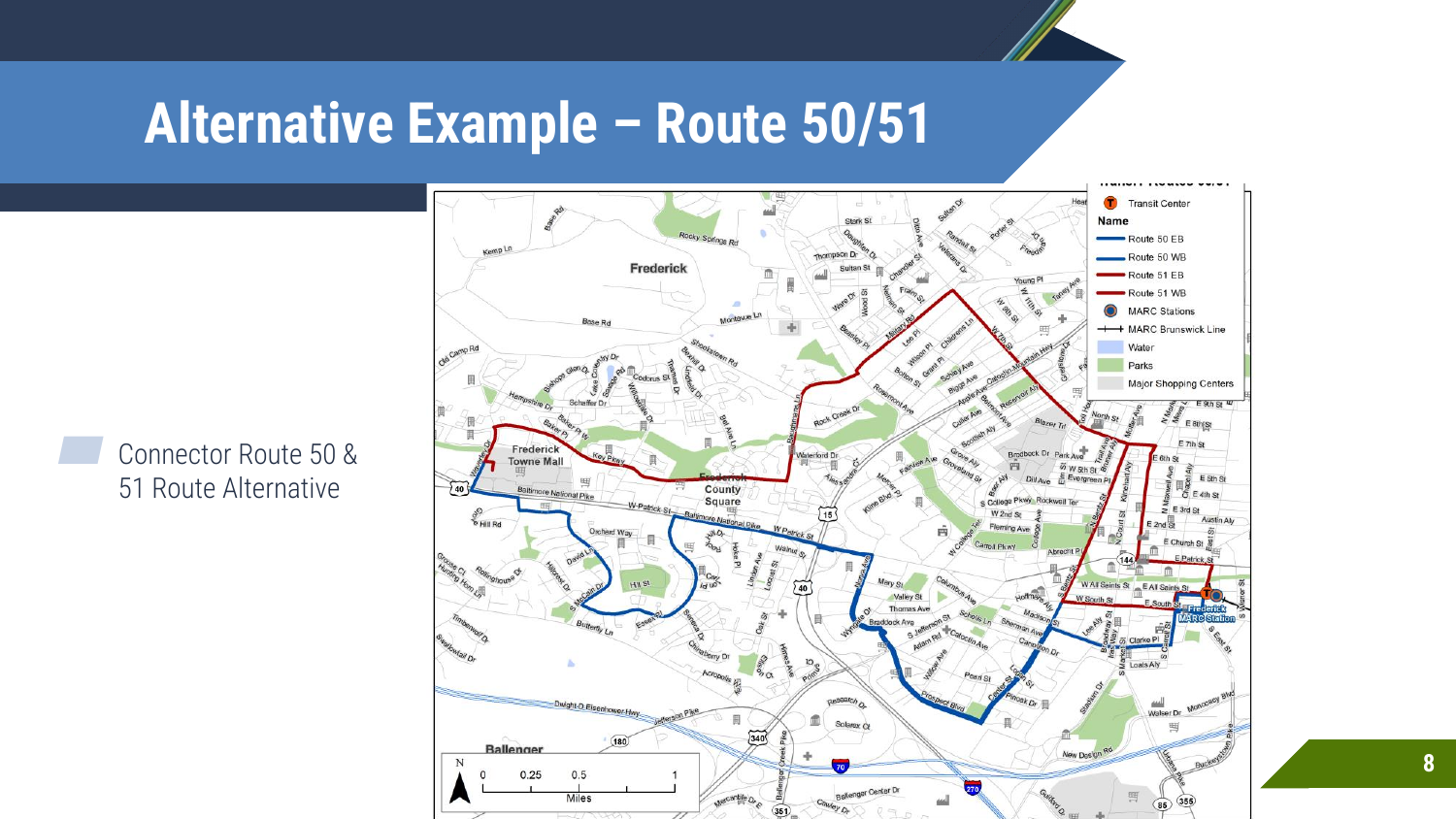# Alternative Example – Route 50/51

- Connector Route 50 & 51 Route Alternative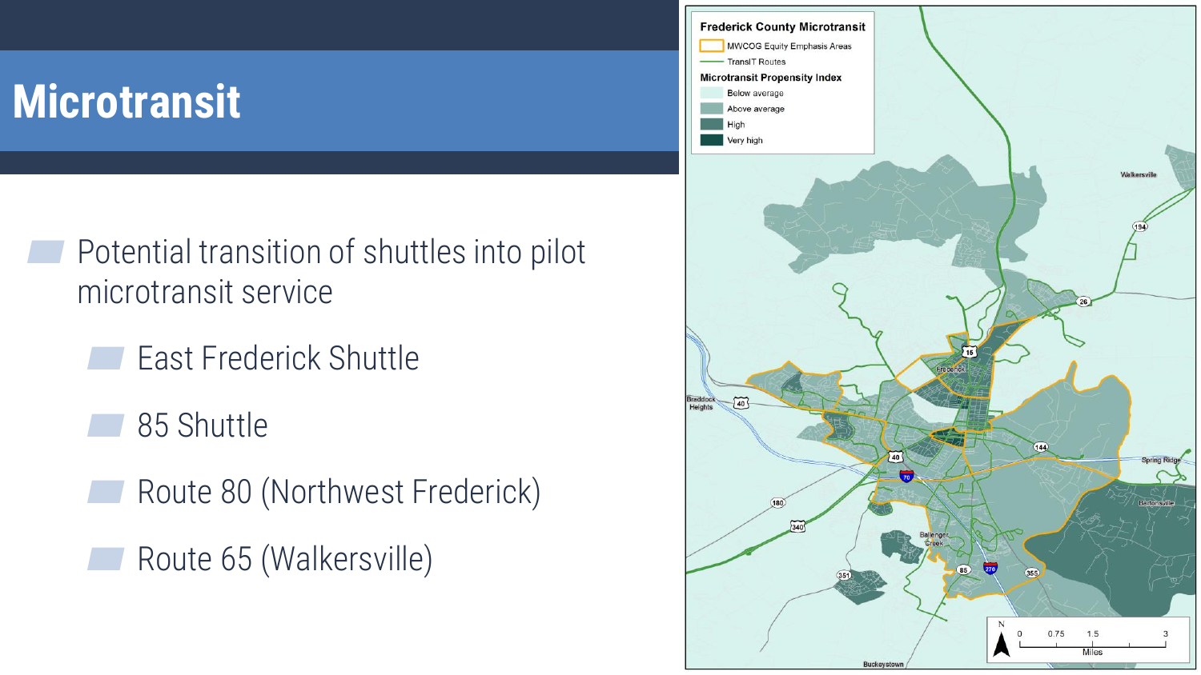# Microtransit

- Potential transition of shuttles into pilot microtransit service
  - East Frederick Shuttle
  - 85 Shuttle
  - Route 80 (Northwest Frederick)
  - Route 65 (Walkersville)

**Frederick County Microtransit**

- MWCOG Equity Emphasis Areas
- TransIT Routes

**Microtransit Propensity Index**

- Below average
- Above average
- High
- Very high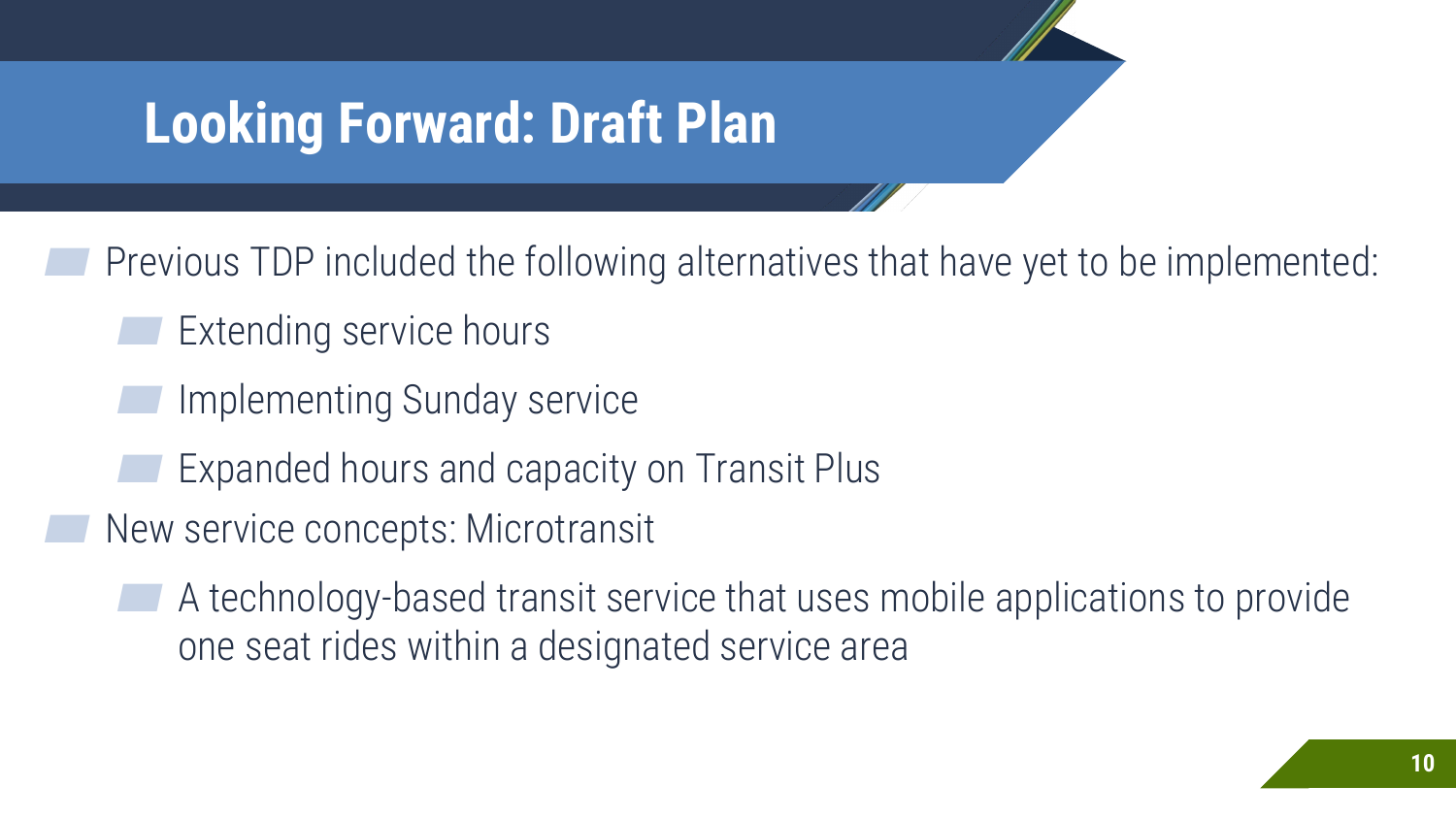# Looking Forward: Draft Plan

- Previous TDP included the following alternatives that have yet to be implemented:
  - Extending service hours
  - Implementing Sunday service
  - Expanded hours and capacity on Transit Plus
- New service concepts: Microtransit
  - A technology-based transit service that uses mobile applications to provide one seat rides within a designated service area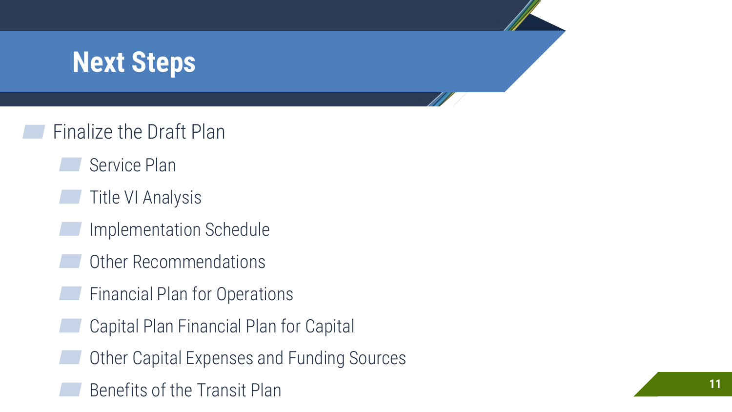# Next Steps

- Finalize the Draft Plan
  - Service Plan
  - Title VI Analysis
  - Implementation Schedule
  - Other Recommendations
  - Financial Plan for Operations
  - Capital Plan Financial Plan for Capital
  - Other Capital Expenses and Funding Sources
  - Benefits of the Transit Plan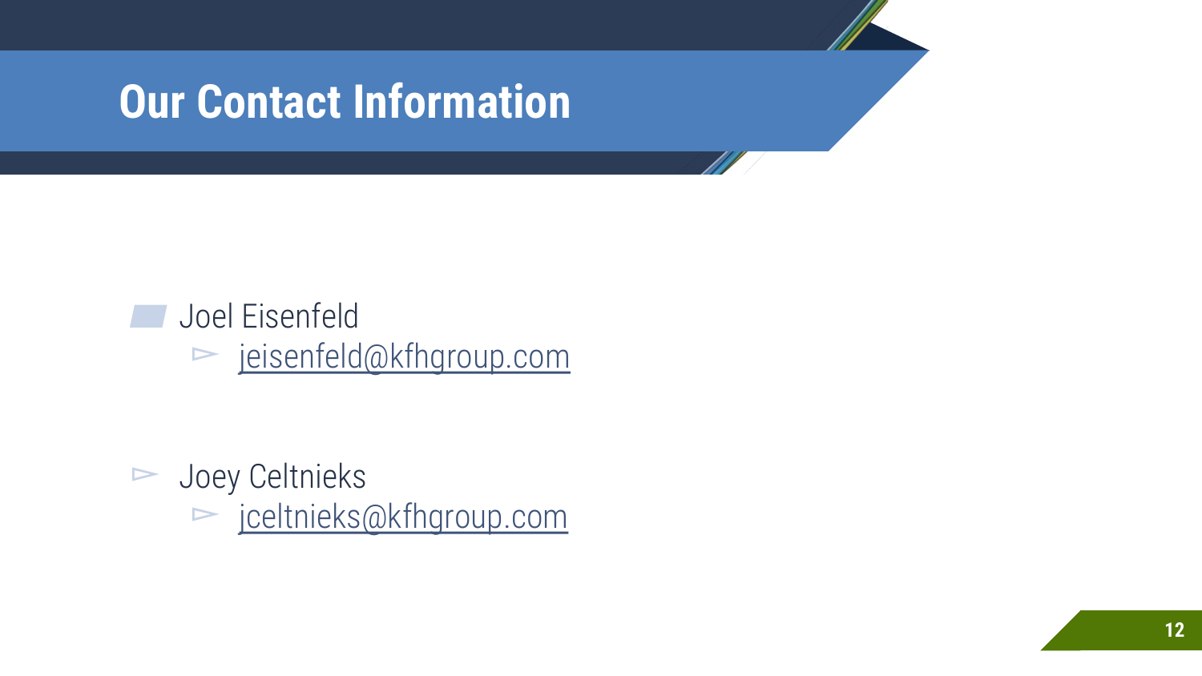# Our Contact Information

- Joel Eisenfeld
  - jeisenfeld@kfhgroup.com

- Joey Celtnieks
  - jceltnieks@kfhgroup.com